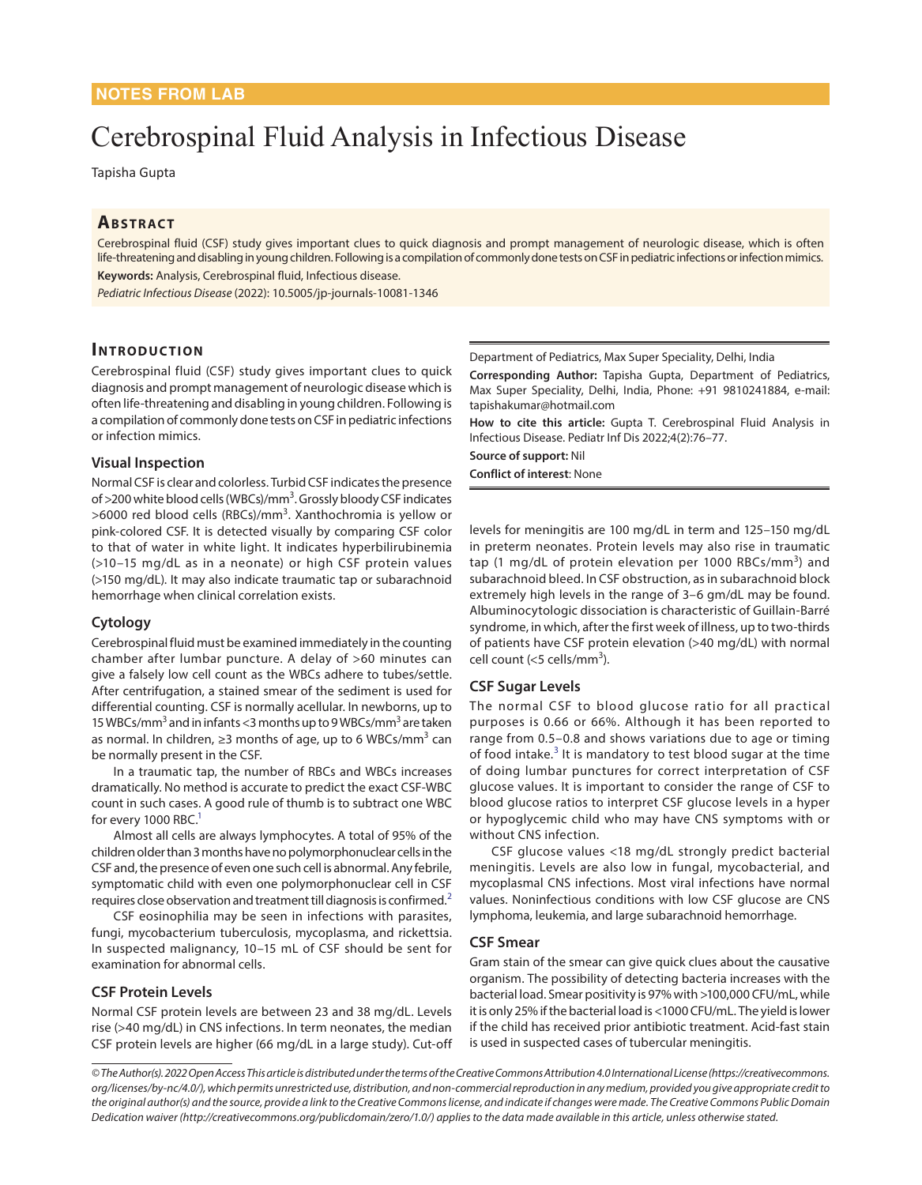NOTES FROM LAB

# Cerebrospinal Fluid Analysis in Infectious Disease

Tapisha Gupta

## Abstract

Cerebrospinal fluid (CSF) study gives important clues to quick diagnosis and prompt management of neurologic disease, which is often life-threatening and disabling in young children. Following is a compilation of commonly done tests on CSF in pediatric infections or infection mimics.

**Keywords:** Analysis, Cerebrospinal fluid, Infectious disease.

*Pediatric Infectious Disease* (2022): 10.5005/jp-journals-10081-1346

## Introduction

Cerebrospinal fluid (CSF) study gives important clues to quick diagnosis and prompt management of neurologic disease which is often life-threatening and disabling in young children. Following is a compilation of commonly done tests on CSF in pediatric infections or infection mimics.

### Visual Inspection

Normal CSF is clear and colorless. Turbid CSF indicates the presence of >200 white blood cells (WBCs)/mm$^3$. Grossly bloody CSF indicates >6000 red blood cells (RBCs)/mm$^3$. Xanthochromia is yellow or pink-colored CSF. It is detected visually by comparing CSF color to that of water in white light. It indicates hyperbilirubinemia (>10–15 mg/dL as in a neonate) or high CSF protein values (>150 mg/dL). It may also indicate traumatic tap or subarachnoid hemorrhage when clinical correlation exists.

### Cytology

Cerebrospinal fluid must be examined immediately in the counting chamber after lumbar puncture. A delay of >60 minutes can give a falsely low cell count as the WBCs adhere to tubes/settle. After centrifugation, a stained smear of the sediment is used for differential counting. CSF is normally acellular. In newborns, up to 15 WBCs/mm$^3$ and in infants <3 months up to 9 WBCs/mm$^3$ are taken as normal. In children, ≥3 months of age, up to 6 WBCs/mm$^3$ can be normally present in the CSF.

In a traumatic tap, the number of RBCs and WBCs increases dramatically. No method is accurate to predict the exact CSF-WBC count in such cases. A good rule of thumb is to subtract one WBC for every 1000 RBC.[1]

Almost all cells are always lymphocytes. A total of 95% of the children older than 3 months have no polymorphonuclear cells in the CSF and, the presence of even one such cell is abnormal. Any febrile, symptomatic child with even one polymorphonuclear cell in CSF requires close observation and treatment till diagnosis is confirmed.[2]

CSF eosinophilia may be seen in infections with parasites, fungi, mycobacterium tuberculosis, mycoplasma, and rickettsia. In suspected malignancy, 10–15 mL of CSF should be sent for examination for abnormal cells.

### CSF Protein Levels

Normal CSF protein levels are between 23 and 38 mg/dL. Levels rise (>40 mg/dL) in CNS infections. In term neonates, the median CSF protein levels are higher (66 mg/dL in a large study). Cut-off levels for meningitis are 100 mg/dL in term and 125–150 mg/dL in preterm neonates. Protein levels may also rise in traumatic tap (1 mg/dL of protein elevation per 1000 RBCs/mm$^3$) and subarachnoid bleed. In CSF obstruction, as in subarachnoid block extremely high levels in the range of 3–6 gm/dL may be found. Albuminocytologic dissociation is characteristic of Guillain-Barré syndrome, in which, after the first week of illness, up to two-thirds of patients have CSF protein elevation (>40 mg/dL) with normal cell count (<5 cells/mm$^3$).

### CSF Sugar Levels

The normal CSF to blood glucose ratio for all practical purposes is 0.66 or 66%. Although it has been reported to range from 0.5–0.8 and shows variations due to age or timing of food intake.[3] It is mandatory to test blood sugar at the time of doing lumbar punctures for correct interpretation of CSF glucose values. It is important to consider the range of CSF to blood glucose ratios to interpret CSF glucose levels in a hyper or hypoglycemic child who may have CNS symptoms with or without CNS infection.

CSF glucose values <18 mg/dL strongly predict bacterial meningitis. Levels are also low in fungal, mycobacterial, and mycoplasmal CNS infections. Most viral infections have normal values. Noninfectious conditions with low CSF glucose are CNS lymphoma, leukemia, and large subarachnoid hemorrhage.

### CSF Smear

Gram stain of the smear can give quick clues about the causative organism. The possibility of detecting bacteria increases with the bacterial load. Smear positivity is 97% with >100,000 CFU/mL, while it is only 25% if the bacterial load is <1000 CFU/mL. The yield is lower if the child has received prior antibiotic treatment. Acid-fast stain is used in suspected cases of tubercular meningitis.

---

Department of Pediatrics, Max Super Speciality, Delhi, India

**Corresponding Author:** Tapisha Gupta, Department of Pediatrics, Max Super Speciality, Delhi, India, Phone: +91 9810241884, e-mail: tapishakumar@hotmail.com

**How to cite this article:** Gupta T. Cerebrospinal Fluid Analysis in Infectious Disease. Pediatr Inf Dis 2022;4(2):76–77.

**Source of support:** Nil

**Conflict of interest**: None

*© The Author(s). 2022 Open Access This article is distributed under the terms of the Creative Commons Attribution 4.0 International License (https://creativecommons.org/licenses/by-nc/4.0/), which permits unrestricted use, distribution, and non-commercial reproduction in any medium, provided you give appropriate credit to the original author(s) and the source, provide a link to the Creative Commons license, and indicate if changes were made. The Creative Commons Public Domain Dedication waiver (http://creativecommons.org/publicdomain/zero/1.0/) applies to the data made available in this article, unless otherwise stated.*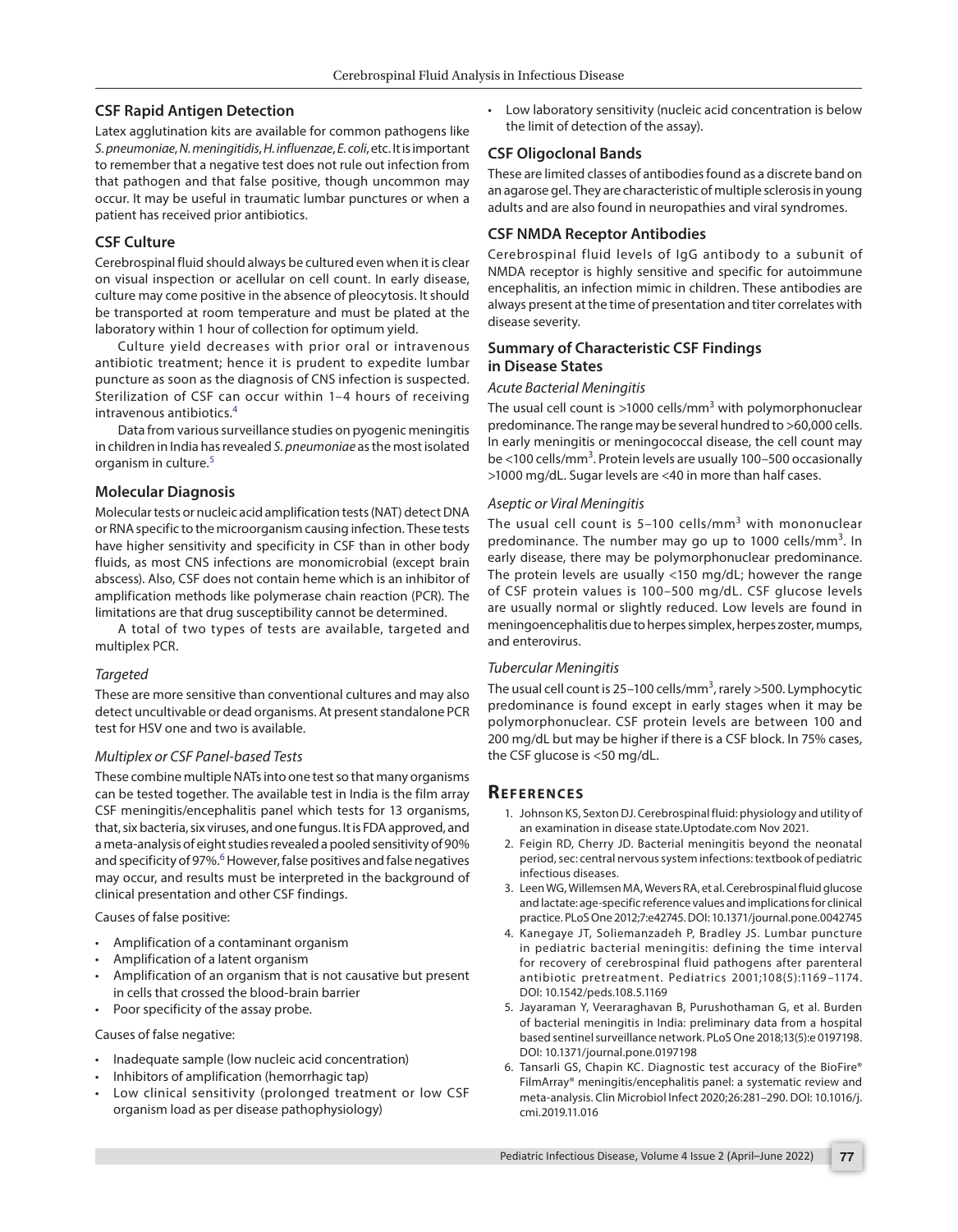## CSF Rapid Antigen Detection

Latex agglutination kits are available for common pathogens like *S. pneumoniae*, *N. meningitidis*, *H. influenzae*, *E. coli*, etc. It is important to remember that a negative test does not rule out infection from that pathogen and that false positive, though uncommon may occur. It may be useful in traumatic lumbar punctures or when a patient has received prior antibiotics.

## CSF Culture

Cerebrospinal fluid should always be cultured even when it is clear on visual inspection or acellular on cell count. In early disease, culture may come positive in the absence of pleocytosis. It should be transported at room temperature and must be plated at the laboratory within 1 hour of collection for optimum yield.

Culture yield decreases with prior oral or intravenous antibiotic treatment; hence it is prudent to expedite lumbar puncture as soon as the diagnosis of CNS infection is suspected. Sterilization of CSF can occur within 1–4 hours of receiving intravenous antibiotics.[4]

Data from various surveillance studies on pyogenic meningitis in children in India has revealed *S. pneumoniae* as the most isolated organism in culture.[5]

## Molecular Diagnosis

Molecular tests or nucleic acid amplification tests (NAT) detect DNA or RNA specific to the microorganism causing infection. These tests have higher sensitivity and specificity in CSF than in other body fluids, as most CNS infections are monomicrobial (except brain abscess). Also, CSF does not contain heme which is an inhibitor of amplification methods like polymerase chain reaction (PCR). The limitations are that drug susceptibility cannot be determined.

A total of two types of tests are available, targeted and multiplex PCR.

### *Targeted*

These are more sensitive than conventional cultures and may also detect uncultivable or dead organisms. At present standalone PCR test for HSV one and two is available.

### *Multiplex or CSF Panel-based Tests*

These combine multiple NATs into one test so that many organisms can be tested together. The available test in India is the film array CSF meningitis/encephalitis panel which tests for 13 organisms, that, six bacteria, six viruses, and one fungus. It is FDA approved, and a meta-analysis of eight studies revealed a pooled sensitivity of 90% and specificity of 97%.[6] However, false positives and false negatives may occur, and results must be interpreted in the background of clinical presentation and other CSF findings.

Causes of false positive:

- Amplification of a contaminant organism
- Amplification of a latent organism
- Amplification of an organism that is not causative but present in cells that crossed the blood-brain barrier
- Poor specificity of the assay probe.

Causes of false negative:

- Inadequate sample (low nucleic acid concentration)
- Inhibitors of amplification (hemorrhagic tap)
- Low clinical sensitivity (prolonged treatment or low CSF organism load as per disease pathophysiology)
- Low laboratory sensitivity (nucleic acid concentration is below the limit of detection of the assay).

## CSF Oligoclonal Bands

These are limited classes of antibodies found as a discrete band on an agarose gel. They are characteristic of multiple sclerosis in young adults and are also found in neuropathies and viral syndromes.

## CSF NMDA Receptor Antibodies

Cerebrospinal fluid levels of IgG antibody to a subunit of NMDA receptor is highly sensitive and specific for autoimmune encephalitis, an infection mimic in children. These antibodies are always present at the time of presentation and titer correlates with disease severity.

## Summary of Characteristic CSF Findings in Disease States

### *Acute Bacterial Meningitis*

The usual cell count is >1000 cells/mm$^3$ with polymorphonuclear predominance. The range may be several hundred to >60,000 cells. In early meningitis or meningococcal disease, the cell count may be <100 cells/mm$^3$. Protein levels are usually 100–500 occasionally >1000 mg/dL. Sugar levels are <40 in more than half cases.

### *Aseptic or Viral Meningitis*

The usual cell count is 5–100 cells/mm$^3$ with mononuclear predominance. The number may go up to 1000 cells/mm$^3$. In early disease, there may be polymorphonuclear predominance. The protein levels are usually <150 mg/dL; however the range of CSF protein values is 100–500 mg/dL. CSF glucose levels are usually normal or slightly reduced. Low levels are found in meningoencephalitis due to herpes simplex, herpes zoster, mumps, and enterovirus.

### *Tubercular Meningitis*

The usual cell count is 25–100 cells/mm$^3$, rarely >500. Lymphocytic predominance is found except in early stages when it may be polymorphonuclear. CSF protein levels are between 100 and 200 mg/dL but may be higher if there is a CSF block. In 75% cases, the CSF glucose is <50 mg/dL.

## References

1. Johnson KS, Sexton DJ. Cerebrospinal fluid: physiology and utility of an examination in disease state.Uptodate.com Nov 2021.
2. Feigin RD, Cherry JD. Bacterial meningitis beyond the neonatal period, sec: central nervous system infections: textbook of pediatric infectious diseases.
3. Leen WG, Willemsen MA, Wevers RA, et al. Cerebrospinal fluid glucose and lactate: age-specific reference values and implications for clinical practice. PLoS One 2012;7:e42745. DOI: 10.1371/journal.pone.0042745
4. Kanegaye JT, Soliemanzadeh P, Bradley JS. Lumbar puncture in pediatric bacterial meningitis: defining the time interval for recovery of cerebrospinal fluid pathogens after parenteral antibiotic pretreatment. Pediatrics 2001;108(5):1169–1174. DOI: 10.1542/peds.108.5.1169
5. Jayaraman Y, Veeraraghavan B, Purushothaman G, et al. Burden of bacterial meningitis in India: preliminary data from a hospital based sentinel surveillance network. PLoS One 2018;13(5):e 0197198. DOI: 10.1371/journal.pone.0197198
6. Tansarli GS, Chapin KC. Diagnostic test accuracy of the BioFire® FilmArray® meningitis/encephalitis panel: a systematic review and meta-analysis. Clin Microbiol Infect 2020;26:281–290. DOI: 10.1016/j.cmi.2019.11.016